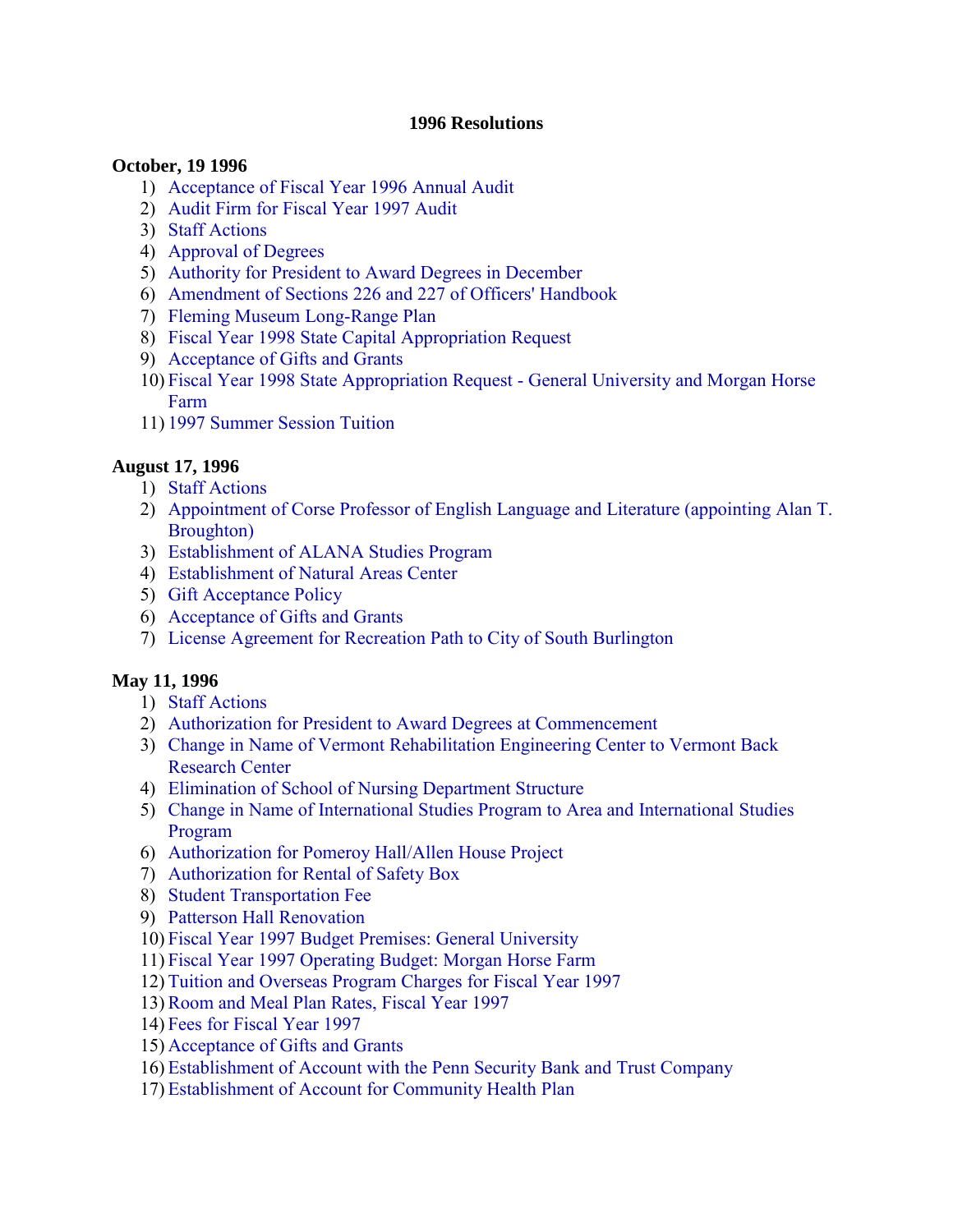# 1996 Resolutions

**October, 19 1996**

1) Acceptance of Fiscal Year 1996 Annual Audit
2) Audit Firm for Fiscal Year 1997 Audit
3) Staff Actions
4) Approval of Degrees
5) Authority for President to Award Degrees in December
6) Amendment of Sections 226 and 227 of Officers' Handbook
7) Fleming Museum Long-Range Plan
8) Fiscal Year 1998 State Capital Appropriation Request
9) Acceptance of Gifts and Grants
10) Fiscal Year 1998 State Appropriation Request - General University and Morgan Horse Farm
11) 1997 Summer Session Tuition

**August 17, 1996**

1) Staff Actions
2) Appointment of Corse Professor of English Language and Literature (appointing Alan T. Broughton)
3) Establishment of ALANA Studies Program
4) Establishment of Natural Areas Center
5) Gift Acceptance Policy
6) Acceptance of Gifts and Grants
7) License Agreement for Recreation Path to City of South Burlington

**May 11, 1996**

1) Staff Actions
2) Authorization for President to Award Degrees at Commencement
3) Change in Name of Vermont Rehabilitation Engineering Center to Vermont Back Research Center
4) Elimination of School of Nursing Department Structure
5) Change in Name of International Studies Program to Area and International Studies Program
6) Authorization for Pomeroy Hall/Allen House Project
7) Authorization for Rental of Safety Box
8) Student Transportation Fee
9) Patterson Hall Renovation
10) Fiscal Year 1997 Budget Premises: General University
11) Fiscal Year 1997 Operating Budget: Morgan Horse Farm
12) Tuition and Overseas Program Charges for Fiscal Year 1997
13) Room and Meal Plan Rates, Fiscal Year 1997
14) Fees for Fiscal Year 1997
15) Acceptance of Gifts and Grants
16) Establishment of Account with the Penn Security Bank and Trust Company
17) Establishment of Account for Community Health Plan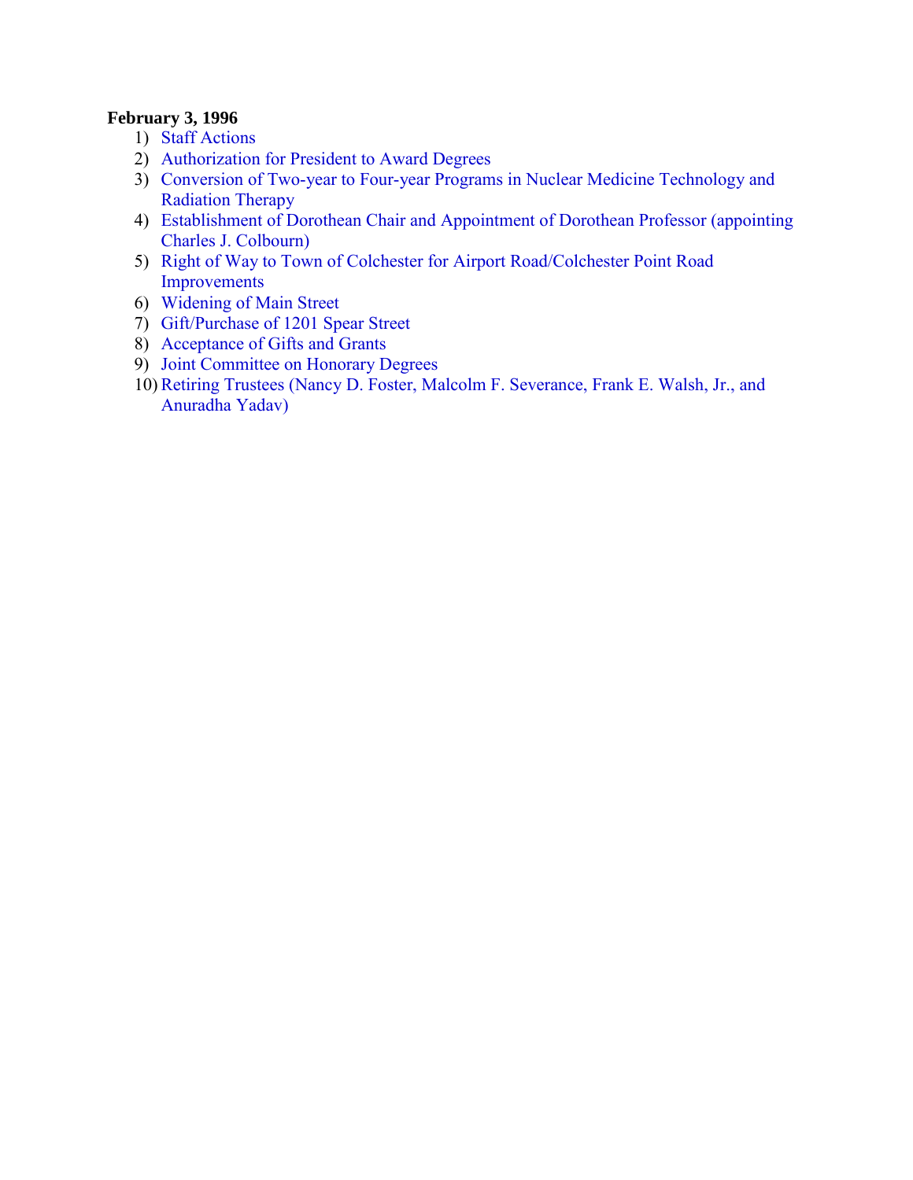**February 3, 1996**

1) Staff Actions
2) Authorization for President to Award Degrees
3) Conversion of Two-year to Four-year Programs in Nuclear Medicine Technology and Radiation Therapy
4) Establishment of Dorothean Chair and Appointment of Dorothean Professor (appointing Charles J. Colbourn)
5) Right of Way to Town of Colchester for Airport Road/Colchester Point Road Improvements
6) Widening of Main Street
7) Gift/Purchase of 1201 Spear Street
8) Acceptance of Gifts and Grants
9) Joint Committee on Honorary Degrees
10) Retiring Trustees (Nancy D. Foster, Malcolm F. Severance, Frank E. Walsh, Jr., and Anuradha Yadav)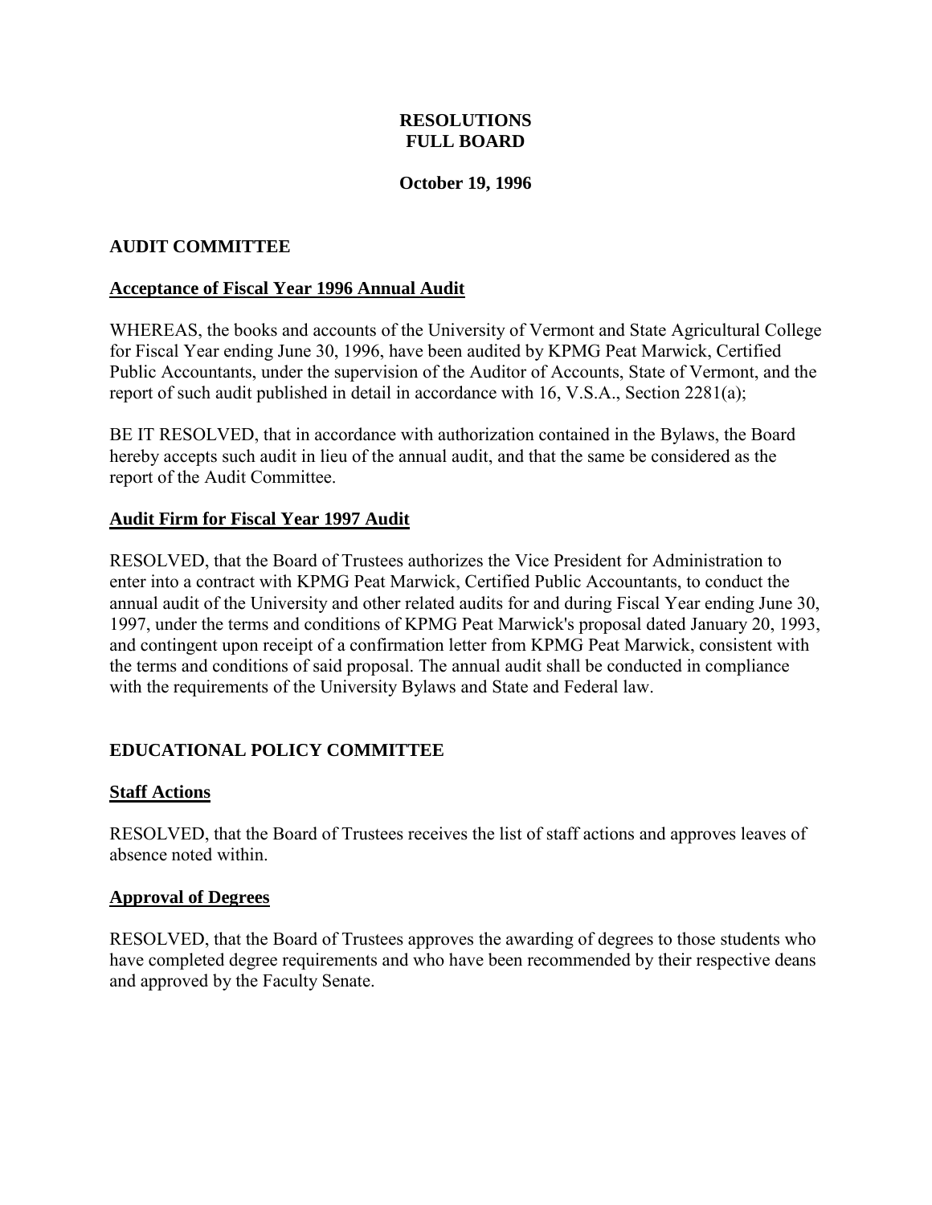# RESOLUTIONS
# FULL BOARD

**October 19, 1996**

## AUDIT COMMITTEE

### Acceptance of Fiscal Year 1996 Annual Audit

WHEREAS, the books and accounts of the University of Vermont and State Agricultural College for Fiscal Year ending June 30, 1996, have been audited by KPMG Peat Marwick, Certified Public Accountants, under the supervision of the Auditor of Accounts, State of Vermont, and the report of such audit published in detail in accordance with 16, V.S.A., Section 2281(a);

BE IT RESOLVED, that in accordance with authorization contained in the Bylaws, the Board hereby accepts such audit in lieu of the annual audit, and that the same be considered as the report of the Audit Committee.

### Audit Firm for Fiscal Year 1997 Audit

RESOLVED, that the Board of Trustees authorizes the Vice President for Administration to enter into a contract with KPMG Peat Marwick, Certified Public Accountants, to conduct the annual audit of the University and other related audits for and during Fiscal Year ending June 30, 1997, under the terms and conditions of KPMG Peat Marwick's proposal dated January 20, 1993, and contingent upon receipt of a confirmation letter from KPMG Peat Marwick, consistent with the terms and conditions of said proposal. The annual audit shall be conducted in compliance with the requirements of the University Bylaws and State and Federal law.

## EDUCATIONAL POLICY COMMITTEE

### Staff Actions

RESOLVED, that the Board of Trustees receives the list of staff actions and approves leaves of absence noted within.

### Approval of Degrees

RESOLVED, that the Board of Trustees approves the awarding of degrees to those students who have completed degree requirements and who have been recommended by their respective deans and approved by the Faculty Senate.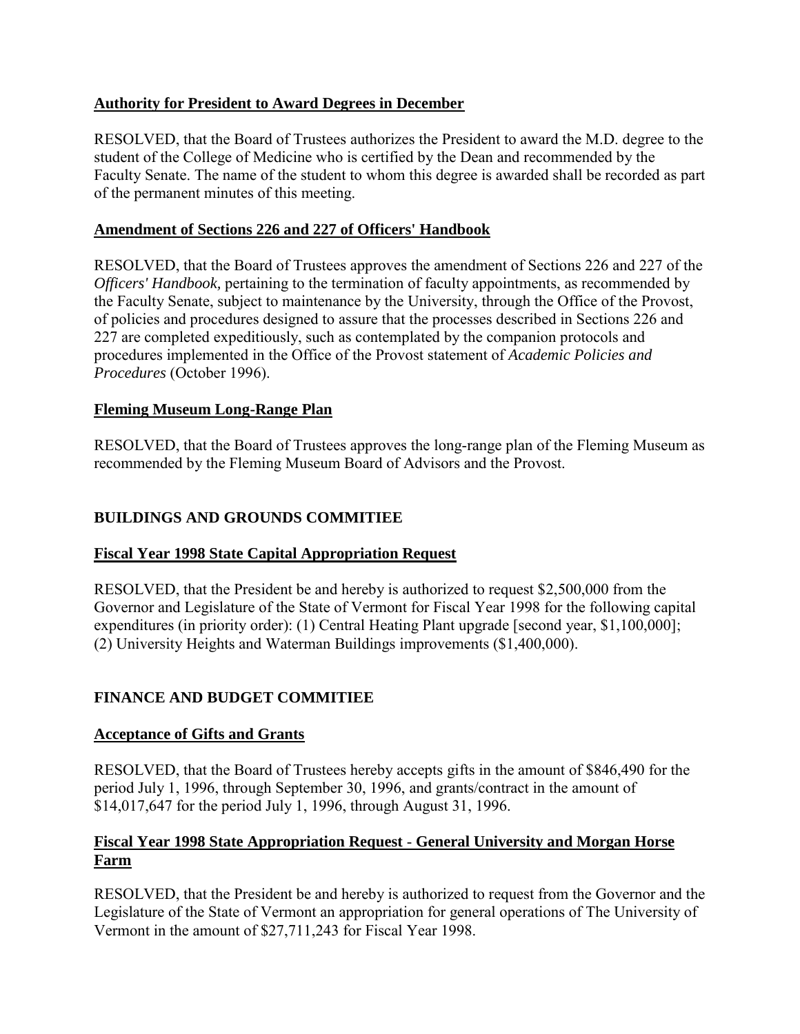**Authority for President to Award Degrees in December**

RESOLVED, that the Board of Trustees authorizes the President to award the M.D. degree to the student of the College of Medicine who is certified by the Dean and recommended by the Faculty Senate. The name of the student to whom this degree is awarded shall be recorded as part of the permanent minutes of this meeting.

**Amendment of Sections 226 and 227 of Officers' Handbook**

RESOLVED, that the Board of Trustees approves the amendment of Sections 226 and 227 of the *Officers' Handbook,* pertaining to the termination of faculty appointments, as recommended by the Faculty Senate, subject to maintenance by the University, through the Office of the Provost, of policies and procedures designed to assure that the processes described in Sections 226 and 227 are completed expeditiously, such as contemplated by the companion protocols and procedures implemented in the Office of the Provost statement of *Academic Policies and Procedures* (October 1996).

**Fleming Museum Long-Range Plan**

RESOLVED, that the Board of Trustees approves the long-range plan of the Fleming Museum as recommended by the Fleming Museum Board of Advisors and the Provost.

## BUILDINGS AND GROUNDS COMMITIEE

**Fiscal Year 1998 State Capital Appropriation Request**

RESOLVED, that the President be and hereby is authorized to request $2,500,000 from the Governor and Legislature of the State of Vermont for Fiscal Year 1998 for the following capital expenditures (in priority order): (1) Central Heating Plant upgrade [second year, $1,100,000]; (2) University Heights and Waterman Buildings improvements ($1,400,000).

## FINANCE AND BUDGET COMMITIEE

**Acceptance of Gifts and Grants**

RESOLVED, that the Board of Trustees hereby accepts gifts in the amount of $846,490 for the period July 1, 1996, through September 30, 1996, and grants/contract in the amount of $14,017,647 for the period July 1, 1996, through August 31, 1996.

**Fiscal Year 1998 State Appropriation Request - General University and Morgan Horse Farm**

RESOLVED, that the President be and hereby is authorized to request from the Governor and the Legislature of the State of Vermont an appropriation for general operations of The University of Vermont in the amount of $27,711,243 for Fiscal Year 1998.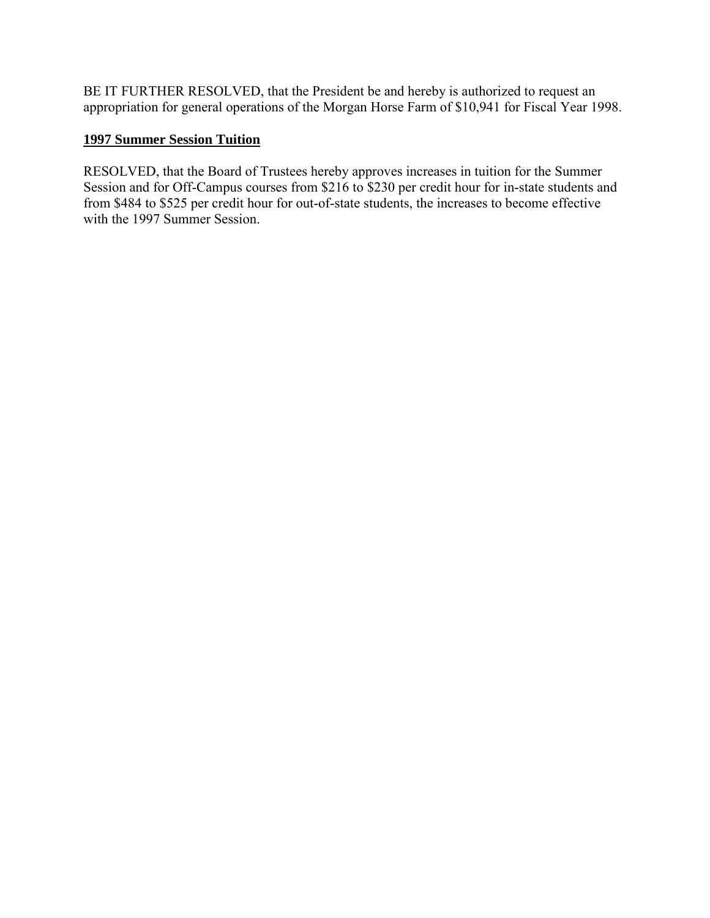BE IT FURTHER RESOLVED, that the President be and hereby is authorized to request an appropriation for general operations of the Morgan Horse Farm of $10,941 for Fiscal Year 1998.

**1997 Summer Session Tuition**

RESOLVED, that the Board of Trustees hereby approves increases in tuition for the Summer Session and for Off-Campus courses from $216 to $230 per credit hour for in-state students and from $484 to $525 per credit hour for out-of-state students, the increases to become effective with the 1997 Summer Session.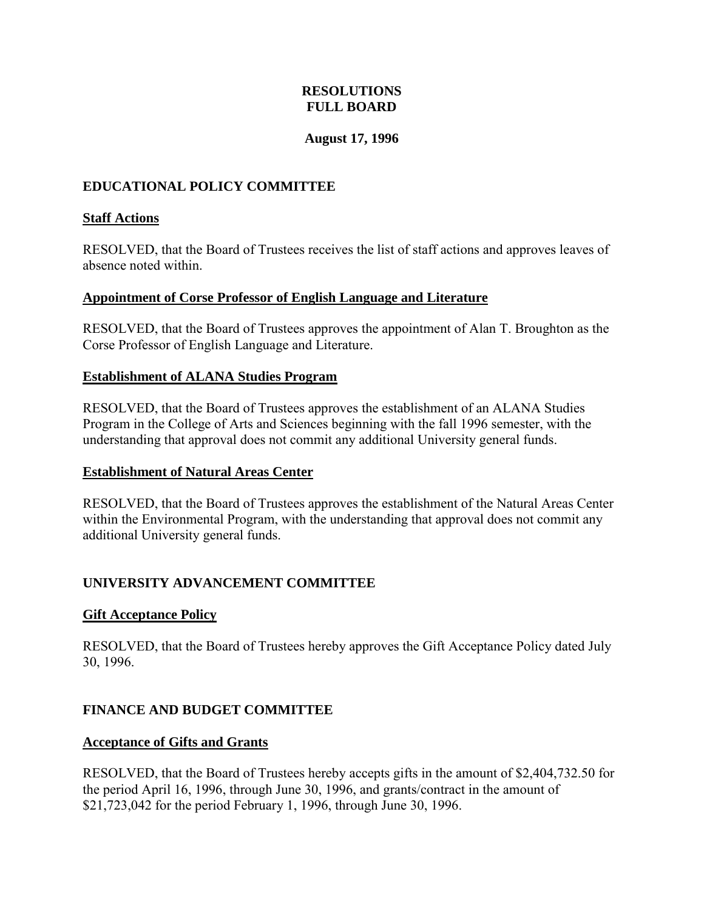# RESOLUTIONS
# FULL BOARD

**August 17, 1996**

## EDUCATIONAL POLICY COMMITTEE

### Staff Actions

RESOLVED, that the Board of Trustees receives the list of staff actions and approves leaves of absence noted within.

### Appointment of Corse Professor of English Language and Literature

RESOLVED, that the Board of Trustees approves the appointment of Alan T. Broughton as the Corse Professor of English Language and Literature.

### Establishment of ALANA Studies Program

RESOLVED, that the Board of Trustees approves the establishment of an ALANA Studies Program in the College of Arts and Sciences beginning with the fall 1996 semester, with the understanding that approval does not commit any additional University general funds.

### Establishment of Natural Areas Center

RESOLVED, that the Board of Trustees approves the establishment of the Natural Areas Center within the Environmental Program, with the understanding that approval does not commit any additional University general funds.

## UNIVERSITY ADVANCEMENT COMMITTEE

### Gift Acceptance Policy

RESOLVED, that the Board of Trustees hereby approves the Gift Acceptance Policy dated July 30, 1996.

## FINANCE AND BUDGET COMMITTEE

### Acceptance of Gifts and Grants

RESOLVED, that the Board of Trustees hereby accepts gifts in the amount of $2,404,732.50 for the period April 16, 1996, through June 30, 1996, and grants/contract in the amount of $21,723,042 for the period February 1, 1996, through June 30, 1996.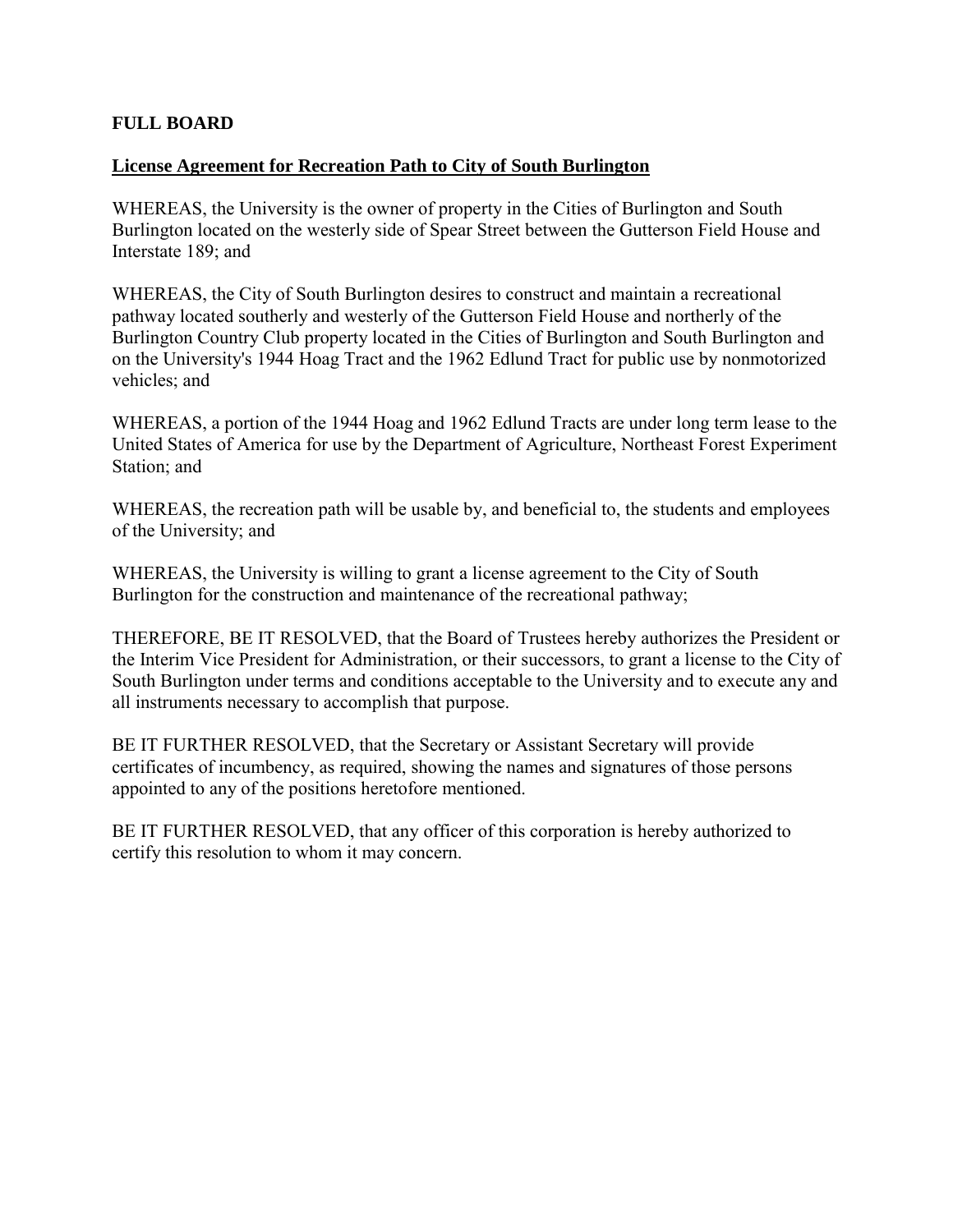**FULL BOARD**

**License Agreement for Recreation Path to City of South Burlington**

WHEREAS, the University is the owner of property in the Cities of Burlington and South Burlington located on the westerly side of Spear Street between the Gutterson Field House and Interstate 189; and

WHEREAS, the City of South Burlington desires to construct and maintain a recreational pathway located southerly and westerly of the Gutterson Field House and northerly of the Burlington Country Club property located in the Cities of Burlington and South Burlington and on the University's 1944 Hoag Tract and the 1962 Edlund Tract for public use by nonmotorized vehicles; and

WHEREAS, a portion of the 1944 Hoag and 1962 Edlund Tracts are under long term lease to the United States of America for use by the Department of Agriculture, Northeast Forest Experiment Station; and

WHEREAS, the recreation path will be usable by, and beneficial to, the students and employees of the University; and

WHEREAS, the University is willing to grant a license agreement to the City of South Burlington for the construction and maintenance of the recreational pathway;

THEREFORE, BE IT RESOLVED, that the Board of Trustees hereby authorizes the President or the Interim Vice President for Administration, or their successors, to grant a license to the City of South Burlington under terms and conditions acceptable to the University and to execute any and all instruments necessary to accomplish that purpose.

BE IT FURTHER RESOLVED, that the Secretary or Assistant Secretary will provide certificates of incumbency, as required, showing the names and signatures of those persons appointed to any of the positions heretofore mentioned.

BE IT FURTHER RESOLVED, that any officer of this corporation is hereby authorized to certify this resolution to whom it may concern.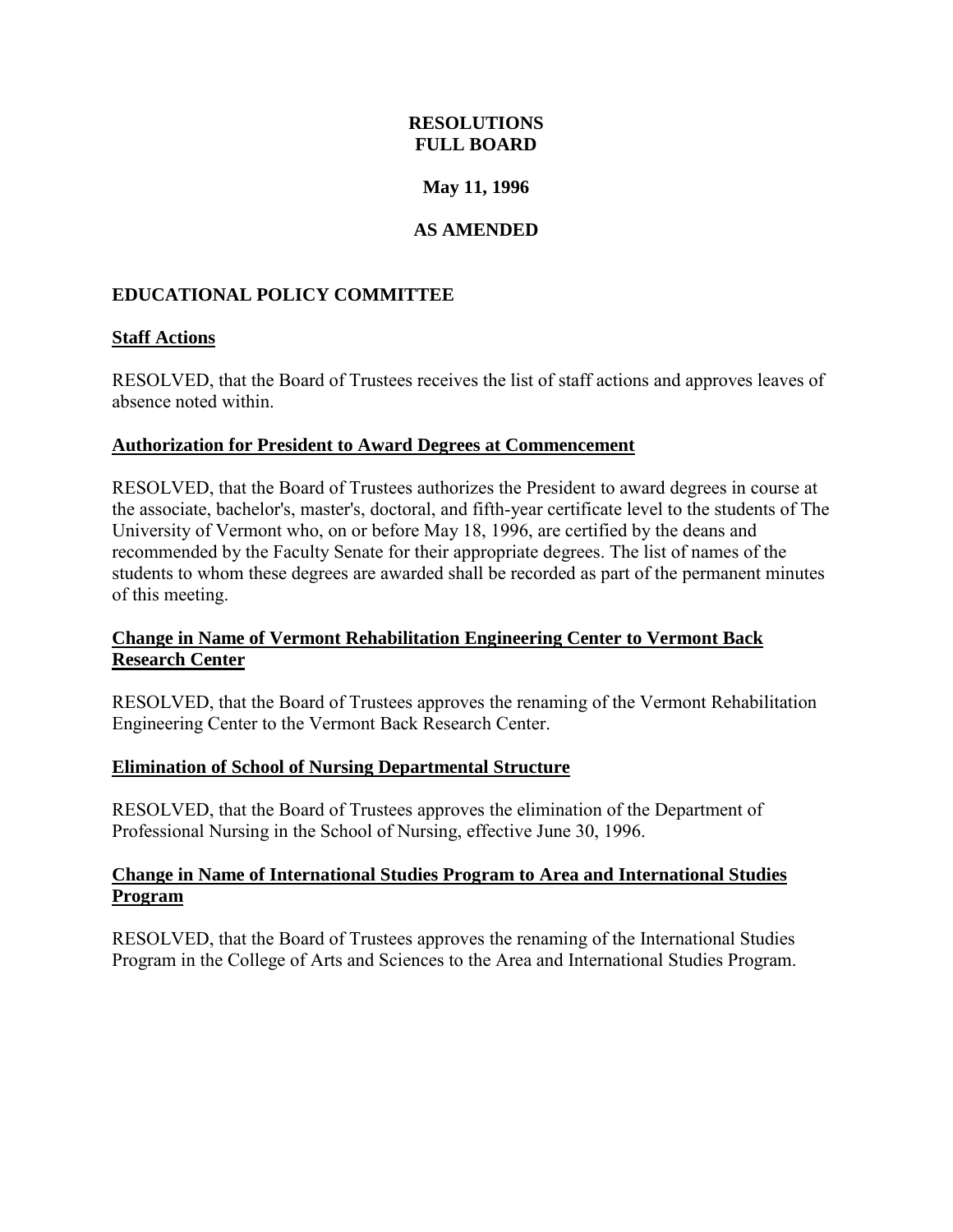# RESOLUTIONS
# FULL BOARD

**May 11, 1996**

**AS AMENDED**

## EDUCATIONAL POLICY COMMITTEE

### Staff Actions

RESOLVED, that the Board of Trustees receives the list of staff actions and approves leaves of absence noted within.

### Authorization for President to Award Degrees at Commencement

RESOLVED, that the Board of Trustees authorizes the President to award degrees in course at the associate, bachelor's, master's, doctoral, and fifth-year certificate level to the students of The University of Vermont who, on or before May 18, 1996, are certified by the deans and recommended by the Faculty Senate for their appropriate degrees. The list of names of the students to whom these degrees are awarded shall be recorded as part of the permanent minutes of this meeting.

### Change in Name of Vermont Rehabilitation Engineering Center to Vermont Back Research Center

RESOLVED, that the Board of Trustees approves the renaming of the Vermont Rehabilitation Engineering Center to the Vermont Back Research Center.

### Elimination of School of Nursing Departmental Structure

RESOLVED, that the Board of Trustees approves the elimination of the Department of Professional Nursing in the School of Nursing, effective June 30, 1996.

### Change in Name of International Studies Program to Area and International Studies Program

RESOLVED, that the Board of Trustees approves the renaming of the International Studies Program in the College of Arts and Sciences to the Area and International Studies Program.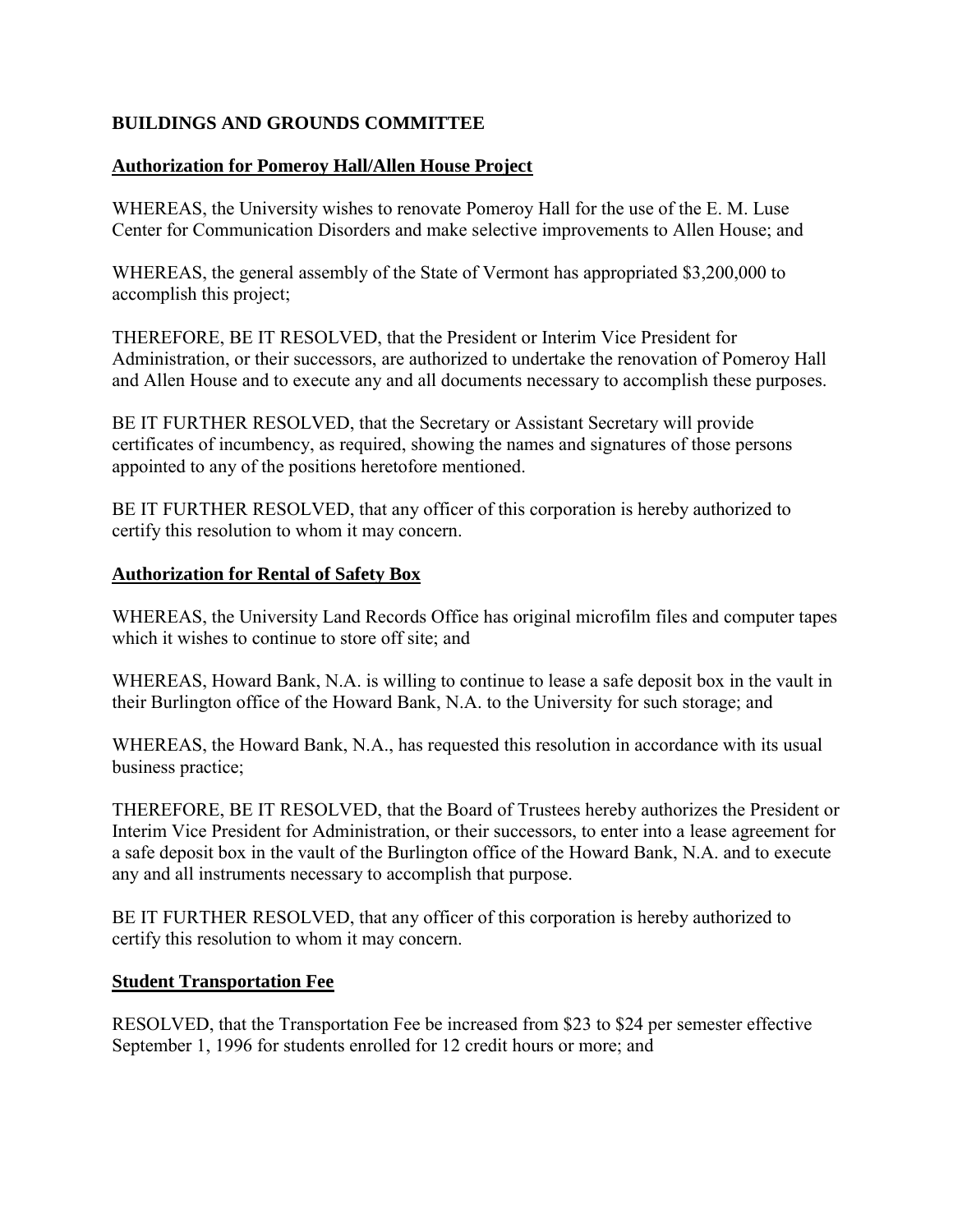**BUILDINGS AND GROUNDS COMMITTEE**

**Authorization for Pomeroy Hall/Allen House Project**

WHEREAS, the University wishes to renovate Pomeroy Hall for the use of the E. M. Luse Center for Communication Disorders and make selective improvements to Allen House; and

WHEREAS, the general assembly of the State of Vermont has appropriated $3,200,000 to accomplish this project;

THEREFORE, BE IT RESOLVED, that the President or Interim Vice President for Administration, or their successors, are authorized to undertake the renovation of Pomeroy Hall and Allen House and to execute any and all documents necessary to accomplish these purposes.

BE IT FURTHER RESOLVED, that the Secretary or Assistant Secretary will provide certificates of incumbency, as required, showing the names and signatures of those persons appointed to any of the positions heretofore mentioned.

BE IT FURTHER RESOLVED, that any officer of this corporation is hereby authorized to certify this resolution to whom it may concern.

**Authorization for Rental of Safety Box**

WHEREAS, the University Land Records Office has original microfilm files and computer tapes which it wishes to continue to store off site; and

WHEREAS, Howard Bank, N.A. is willing to continue to lease a safe deposit box in the vault in their Burlington office of the Howard Bank, N.A. to the University for such storage; and

WHEREAS, the Howard Bank, N.A., has requested this resolution in accordance with its usual business practice;

THEREFORE, BE IT RESOLVED, that the Board of Trustees hereby authorizes the President or Interim Vice President for Administration, or their successors, to enter into a lease agreement for a safe deposit box in the vault of the Burlington office of the Howard Bank, N.A. and to execute any and all instruments necessary to accomplish that purpose.

BE IT FURTHER RESOLVED, that any officer of this corporation is hereby authorized to certify this resolution to whom it may concern.

**Student Transportation Fee**

RESOLVED, that the Transportation Fee be increased from $23 to $24 per semester effective September 1, 1996 for students enrolled for 12 credit hours or more; and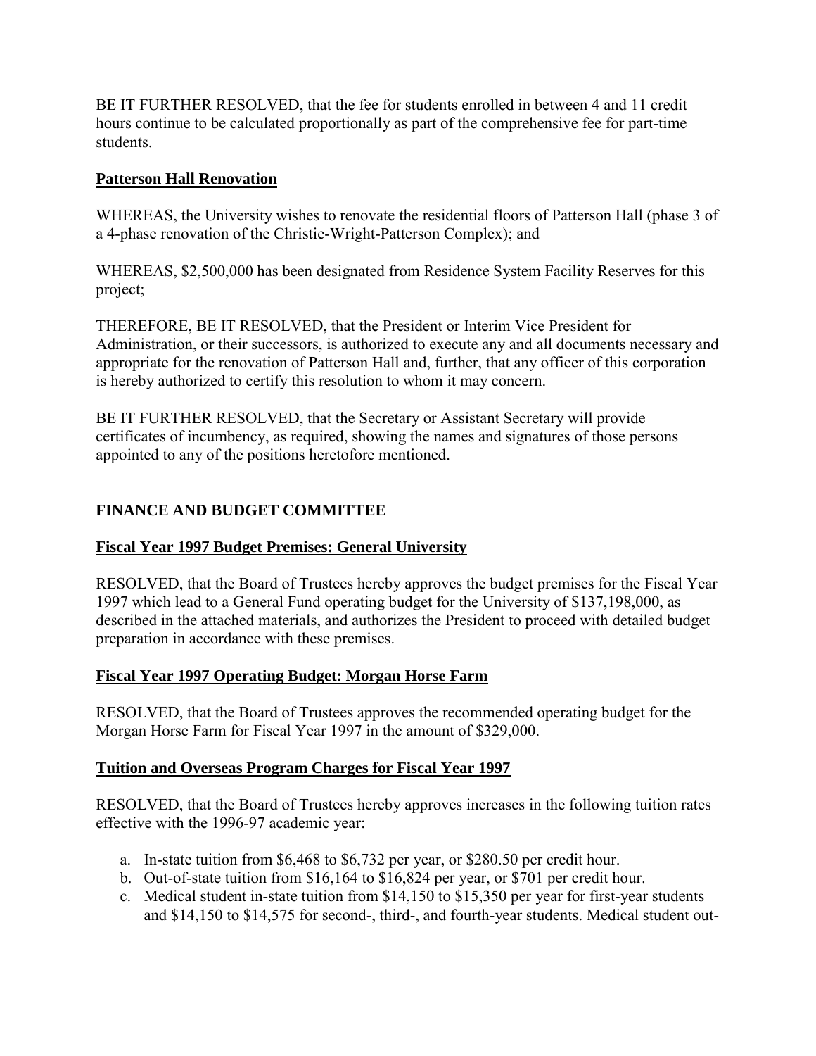BE IT FURTHER RESOLVED, that the fee for students enrolled in between 4 and 11 credit hours continue to be calculated proportionally as part of the comprehensive fee for part-time students.

**Patterson Hall Renovation**

WHEREAS, the University wishes to renovate the residential floors of Patterson Hall (phase 3 of a 4-phase renovation of the Christie-Wright-Patterson Complex); and

WHEREAS, $2,500,000 has been designated from Residence System Facility Reserves for this project;

THEREFORE, BE IT RESOLVED, that the President or Interim Vice President for Administration, or their successors, is authorized to execute any and all documents necessary and appropriate for the renovation of Patterson Hall and, further, that any officer of this corporation is hereby authorized to certify this resolution to whom it may concern.

BE IT FURTHER RESOLVED, that the Secretary or Assistant Secretary will provide certificates of incumbency, as required, showing the names and signatures of those persons appointed to any of the positions heretofore mentioned.

## FINANCE AND BUDGET COMMITTEE

**Fiscal Year 1997 Budget Premises: General University**

RESOLVED, that the Board of Trustees hereby approves the budget premises for the Fiscal Year 1997 which lead to a General Fund operating budget for the University of $137,198,000, as described in the attached materials, and authorizes the President to proceed with detailed budget preparation in accordance with these premises.

**Fiscal Year 1997 Operating Budget: Morgan Horse Farm**

RESOLVED, that the Board of Trustees approves the recommended operating budget for the Morgan Horse Farm for Fiscal Year 1997 in the amount of $329,000.

**Tuition and Overseas Program Charges for Fiscal Year 1997**

RESOLVED, that the Board of Trustees hereby approves increases in the following tuition rates effective with the 1996-97 academic year:

a. In-state tuition from $6,468 to $6,732 per year, or $280.50 per credit hour.
b. Out-of-state tuition from $16,164 to $16,824 per year, or $701 per credit hour.
c. Medical student in-state tuition from $14,150 to $15,350 per year for first-year students and $14,150 to $14,575 for second-, third-, and fourth-year students. Medical student out-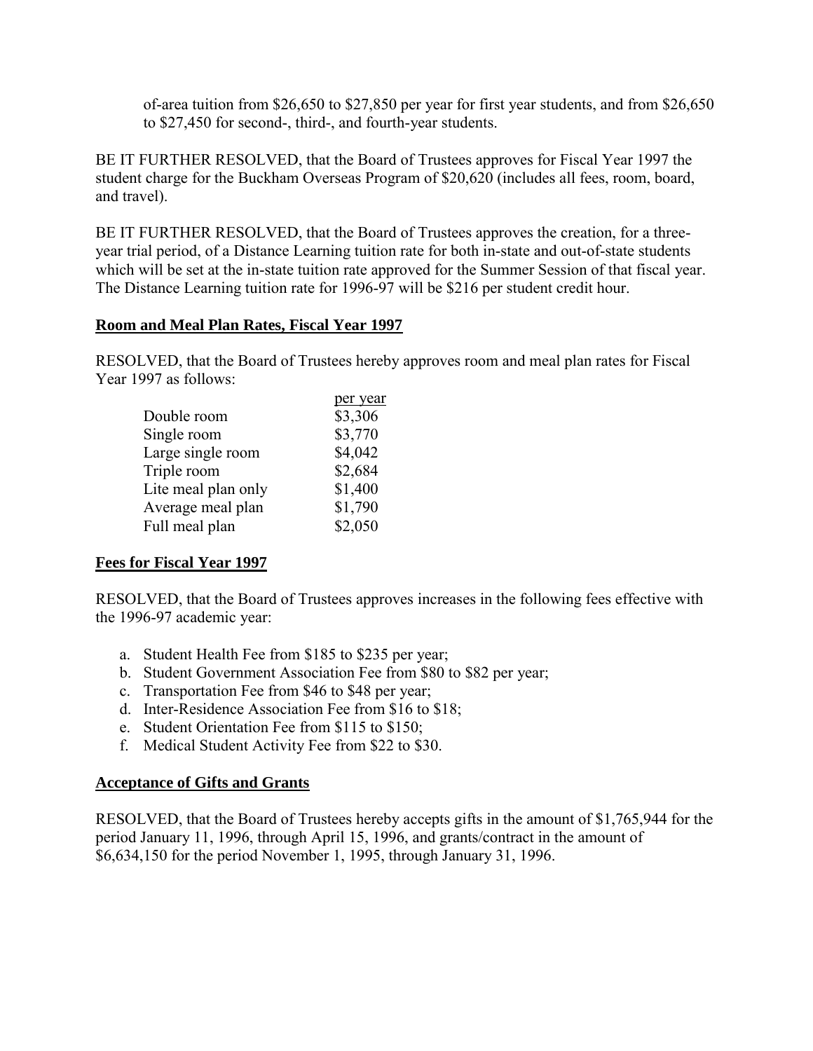of-area tuition from $26,650 to $27,850 per year for first year students, and from $26,650 to $27,450 for second-, third-, and fourth-year students.

BE IT FURTHER RESOLVED, that the Board of Trustees approves for Fiscal Year 1997 the student charge for the Buckham Overseas Program of $20,620 (includes all fees, room, board, and travel).

BE IT FURTHER RESOLVED, that the Board of Trustees approves the creation, for a three-year trial period, of a Distance Learning tuition rate for both in-state and out-of-state students which will be set at the in-state tuition rate approved for the Summer Session of that fiscal year. The Distance Learning tuition rate for 1996-97 will be $216 per student credit hour.

**Room and Meal Plan Rates, Fiscal Year 1997**

RESOLVED, that the Board of Trustees hereby approves room and meal plan rates for Fiscal Year 1997 as follows:

| | per year |
|---|---|
| Double room | $3,306 |
| Single room | $3,770 |
| Large single room | $4,042 |
| Triple room | $2,684 |
| Lite meal plan only | $1,400 |
| Average meal plan | $1,790 |
| Full meal plan | $2,050 |

**Fees for Fiscal Year 1997**

RESOLVED, that the Board of Trustees approves increases in the following fees effective with the 1996-97 academic year:

a. Student Health Fee from $185 to $235 per year;
b. Student Government Association Fee from $80 to $82 per year;
c. Transportation Fee from $46 to $48 per year;
d. Inter-Residence Association Fee from $16 to $18;
e. Student Orientation Fee from $115 to $150;
f. Medical Student Activity Fee from $22 to $30.

**Acceptance of Gifts and Grants**

RESOLVED, that the Board of Trustees hereby accepts gifts in the amount of $1,765,944 for the period January 11, 1996, through April 15, 1996, and grants/contract in the amount of $6,634,150 for the period November 1, 1995, through January 31, 1996.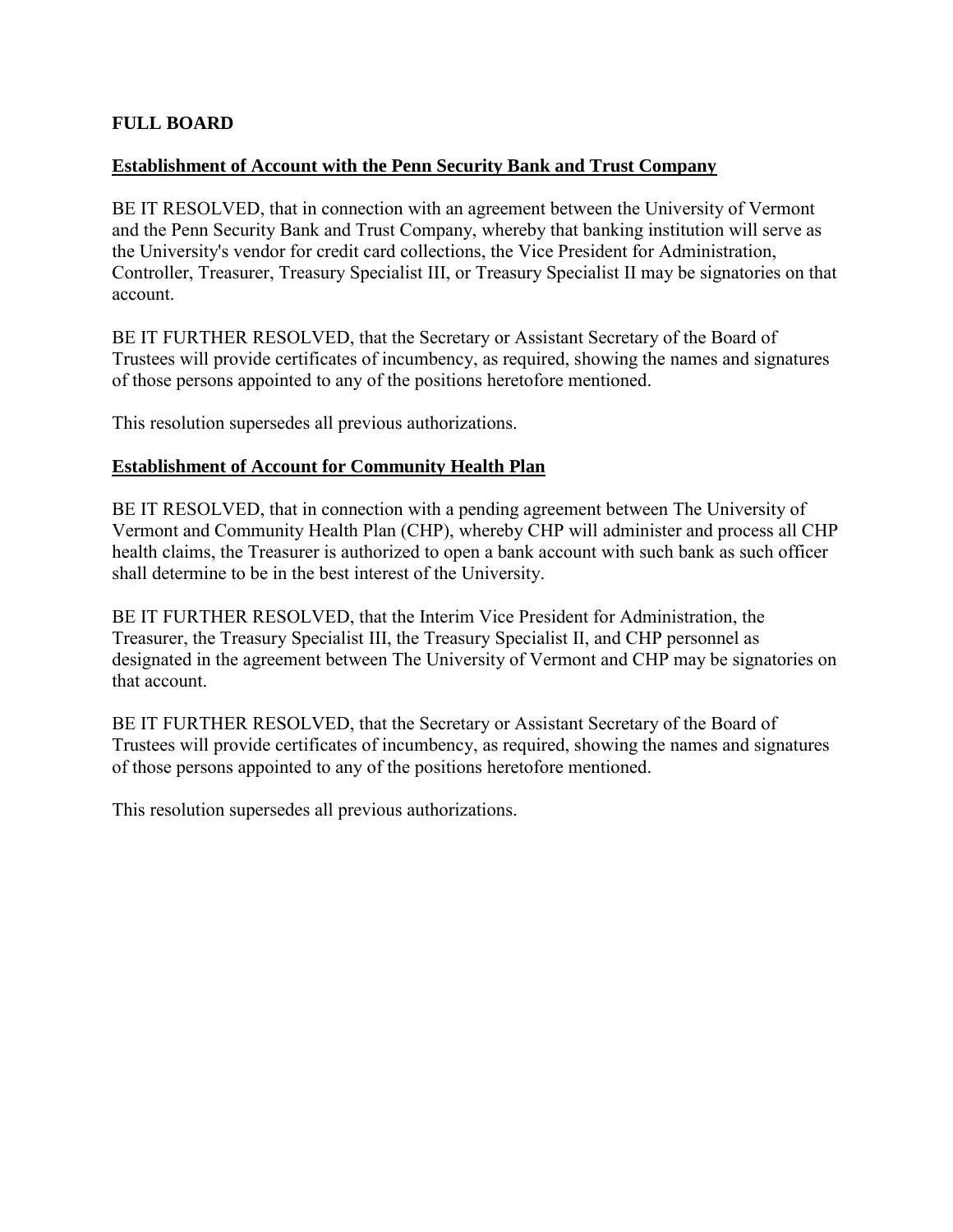**FULL BOARD**

**Establishment of Account with the Penn Security Bank and Trust Company**

BE IT RESOLVED, that in connection with an agreement between the University of Vermont and the Penn Security Bank and Trust Company, whereby that banking institution will serve as the University's vendor for credit card collections, the Vice President for Administration, Controller, Treasurer, Treasury Specialist III, or Treasury Specialist II may be signatories on that account.

BE IT FURTHER RESOLVED, that the Secretary or Assistant Secretary of the Board of Trustees will provide certificates of incumbency, as required, showing the names and signatures of those persons appointed to any of the positions heretofore mentioned.

This resolution supersedes all previous authorizations.

**Establishment of Account for Community Health Plan**

BE IT RESOLVED, that in connection with a pending agreement between The University of Vermont and Community Health Plan (CHP), whereby CHP will administer and process all CHP health claims, the Treasurer is authorized to open a bank account with such bank as such officer shall determine to be in the best interest of the University.

BE IT FURTHER RESOLVED, that the Interim Vice President for Administration, the Treasurer, the Treasury Specialist III, the Treasury Specialist II, and CHP personnel as designated in the agreement between The University of Vermont and CHP may be signatories on that account.

BE IT FURTHER RESOLVED, that the Secretary or Assistant Secretary of the Board of Trustees will provide certificates of incumbency, as required, showing the names and signatures of those persons appointed to any of the positions heretofore mentioned.

This resolution supersedes all previous authorizations.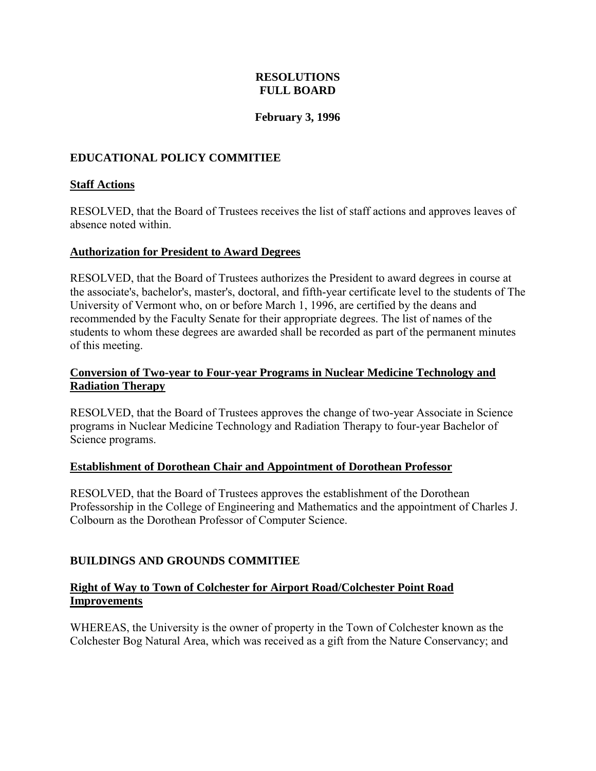# RESOLUTIONS
# FULL BOARD

**February 3, 1996**

## EDUCATIONAL POLICY COMMITIEE

### Staff Actions

RESOLVED, that the Board of Trustees receives the list of staff actions and approves leaves of absence noted within.

### Authorization for President to Award Degrees

RESOLVED, that the Board of Trustees authorizes the President to award degrees in course at the associate's, bachelor's, master's, doctoral, and fifth-year certificate level to the students of The University of Vermont who, on or before March 1, 1996, are certified by the deans and recommended by the Faculty Senate for their appropriate degrees. The list of names of the students to whom these degrees are awarded shall be recorded as part of the permanent minutes of this meeting.

### Conversion of Two-year to Four-year Programs in Nuclear Medicine Technology and Radiation Therapy

RESOLVED, that the Board of Trustees approves the change of two-year Associate in Science programs in Nuclear Medicine Technology and Radiation Therapy to four-year Bachelor of Science programs.

### Establishment of Dorothean Chair and Appointment of Dorothean Professor

RESOLVED, that the Board of Trustees approves the establishment of the Dorothean Professorship in the College of Engineering and Mathematics and the appointment of Charles J. Colbourn as the Dorothean Professor of Computer Science.

## BUILDINGS AND GROUNDS COMMITIEE

### Right of Way to Town of Colchester for Airport Road/Colchester Point Road Improvements

WHEREAS, the University is the owner of property in the Town of Colchester known as the Colchester Bog Natural Area, which was received as a gift from the Nature Conservancy; and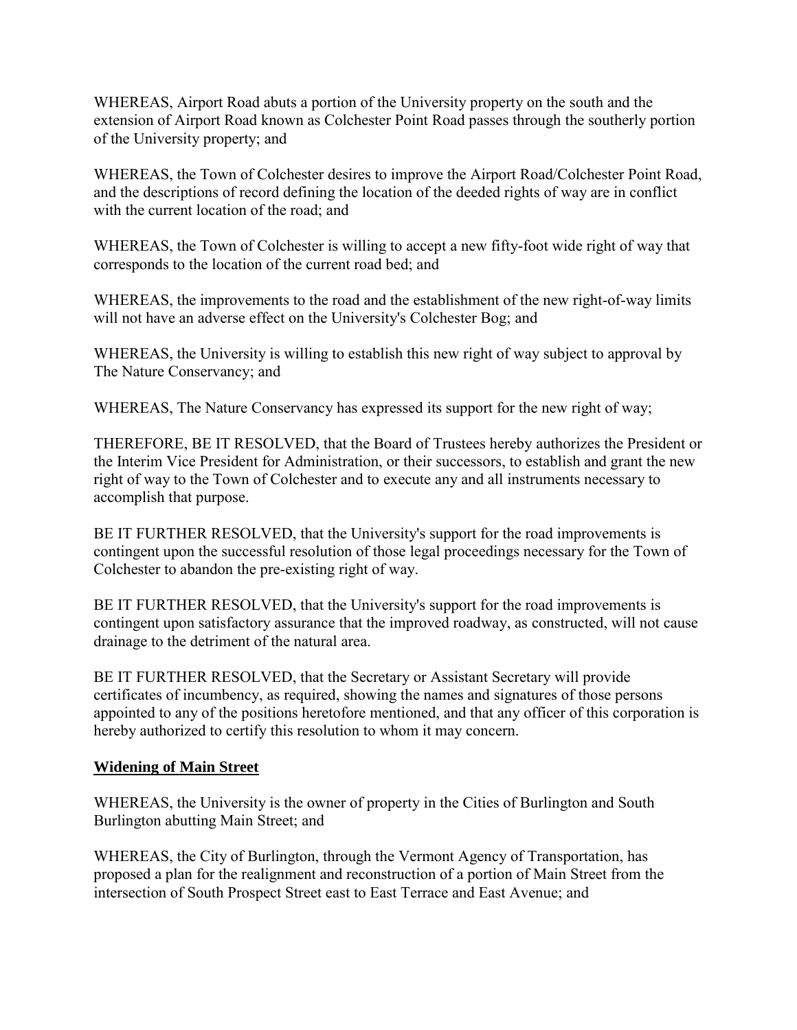WHEREAS, Airport Road abuts a portion of the University property on the south and the extension of Airport Road known as Colchester Point Road passes through the southerly portion of the University property; and

WHEREAS, the Town of Colchester desires to improve the Airport Road/Colchester Point Road, and the descriptions of record defining the location of the deeded rights of way are in conflict with the current location of the road; and

WHEREAS, the Town of Colchester is willing to accept a new fifty-foot wide right of way that corresponds to the location of the current road bed; and

WHEREAS, the improvements to the road and the establishment of the new right-of-way limits will not have an adverse effect on the University's Colchester Bog; and

WHEREAS, the University is willing to establish this new right of way subject to approval by The Nature Conservancy; and

WHEREAS, The Nature Conservancy has expressed its support for the new right of way;

THEREFORE, BE IT RESOLVED, that the Board of Trustees hereby authorizes the President or the Interim Vice President for Administration, or their successors, to establish and grant the new right of way to the Town of Colchester and to execute any and all instruments necessary to accomplish that purpose.

BE IT FURTHER RESOLVED, that the University's support for the road improvements is contingent upon the successful resolution of those legal proceedings necessary for the Town of Colchester to abandon the pre-existing right of way.

BE IT FURTHER RESOLVED, that the University's support for the road improvements is contingent upon satisfactory assurance that the improved roadway, as constructed, will not cause drainage to the detriment of the natural area.

BE IT FURTHER RESOLVED, that the Secretary or Assistant Secretary will provide certificates of incumbency, as required, showing the names and signatures of those persons appointed to any of the positions heretofore mentioned, and that any officer of this corporation is hereby authorized to certify this resolution to whom it may concern.

**Widening of Main Street**

WHEREAS, the University is the owner of property in the Cities of Burlington and South Burlington abutting Main Street; and

WHEREAS, the City of Burlington, through the Vermont Agency of Transportation, has proposed a plan for the realignment and reconstruction of a portion of Main Street from the intersection of South Prospect Street east to East Terrace and East Avenue; and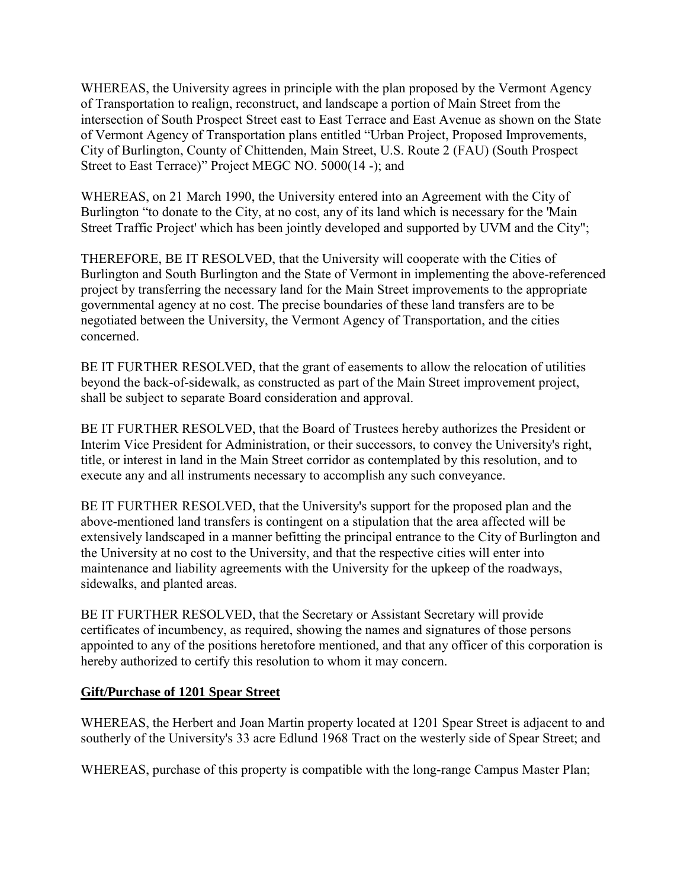WHEREAS, the University agrees in principle with the plan proposed by the Vermont Agency of Transportation to realign, reconstruct, and landscape a portion of Main Street from the intersection of South Prospect Street east to East Terrace and East Avenue as shown on the State of Vermont Agency of Transportation plans entitled "Urban Project, Proposed Improvements, City of Burlington, County of Chittenden, Main Street, U.S. Route 2 (FAU) (South Prospect Street to East Terrace)" Project MEGC NO. 5000(14 -); and

WHEREAS, on 21 March 1990, the University entered into an Agreement with the City of Burlington "to donate to the City, at no cost, any of its land which is necessary for the 'Main Street Traffic Project' which has been jointly developed and supported by UVM and the City";

THEREFORE, BE IT RESOLVED, that the University will cooperate with the Cities of Burlington and South Burlington and the State of Vermont in implementing the above-referenced project by transferring the necessary land for the Main Street improvements to the appropriate governmental agency at no cost. The precise boundaries of these land transfers are to be negotiated between the University, the Vermont Agency of Transportation, and the cities concerned.

BE IT FURTHER RESOLVED, that the grant of easements to allow the relocation of utilities beyond the back-of-sidewalk, as constructed as part of the Main Street improvement project, shall be subject to separate Board consideration and approval.

BE IT FURTHER RESOLVED, that the Board of Trustees hereby authorizes the President or Interim Vice President for Administration, or their successors, to convey the University's right, title, or interest in land in the Main Street corridor as contemplated by this resolution, and to execute any and all instruments necessary to accomplish any such conveyance.

BE IT FURTHER RESOLVED, that the University's support for the proposed plan and the above-mentioned land transfers is contingent on a stipulation that the area affected will be extensively landscaped in a manner befitting the principal entrance to the City of Burlington and the University at no cost to the University, and that the respective cities will enter into maintenance and liability agreements with the University for the upkeep of the roadways, sidewalks, and planted areas.

BE IT FURTHER RESOLVED, that the Secretary or Assistant Secretary will provide certificates of incumbency, as required, showing the names and signatures of those persons appointed to any of the positions heretofore mentioned, and that any officer of this corporation is hereby authorized to certify this resolution to whom it may concern.

**Gift/Purchase of 1201 Spear Street**

WHEREAS, the Herbert and Joan Martin property located at 1201 Spear Street is adjacent to and southerly of the University's 33 acre Edlund 1968 Tract on the westerly side of Spear Street; and

WHEREAS, purchase of this property is compatible with the long-range Campus Master Plan;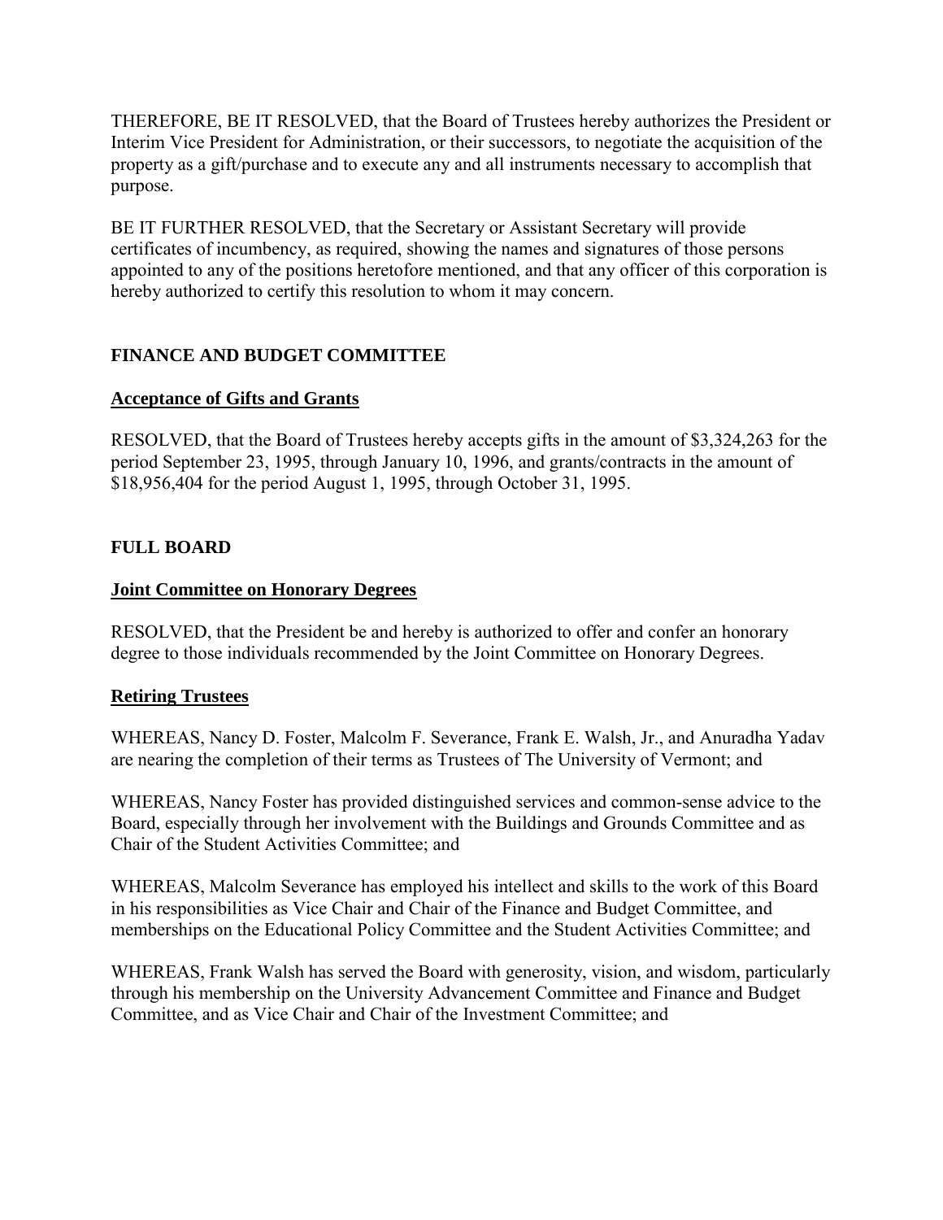THEREFORE, BE IT RESOLVED, that the Board of Trustees hereby authorizes the President or Interim Vice President for Administration, or their successors, to negotiate the acquisition of the property as a gift/purchase and to execute any and all instruments necessary to accomplish that purpose.

BE IT FURTHER RESOLVED, that the Secretary or Assistant Secretary will provide certificates of incumbency, as required, showing the names and signatures of those persons appointed to any of the positions heretofore mentioned, and that any officer of this corporation is hereby authorized to certify this resolution to whom it may concern.

## FINANCE AND BUDGET COMMITTEE

### Acceptance of Gifts and Grants

RESOLVED, that the Board of Trustees hereby accepts gifts in the amount of $3,324,263 for the period September 23, 1995, through January 10, 1996, and grants/contracts in the amount of $18,956,404 for the period August 1, 1995, through October 31, 1995.

## FULL BOARD

### Joint Committee on Honorary Degrees

RESOLVED, that the President be and hereby is authorized to offer and confer an honorary degree to those individuals recommended by the Joint Committee on Honorary Degrees.

### Retiring Trustees

WHEREAS, Nancy D. Foster, Malcolm F. Severance, Frank E. Walsh, Jr., and Anuradha Yadav are nearing the completion of their terms as Trustees of The University of Vermont; and

WHEREAS, Nancy Foster has provided distinguished services and common-sense advice to the Board, especially through her involvement with the Buildings and Grounds Committee and as Chair of the Student Activities Committee; and

WHEREAS, Malcolm Severance has employed his intellect and skills to the work of this Board in his responsibilities as Vice Chair and Chair of the Finance and Budget Committee, and memberships on the Educational Policy Committee and the Student Activities Committee; and

WHEREAS, Frank Walsh has served the Board with generosity, vision, and wisdom, particularly through his membership on the University Advancement Committee and Finance and Budget Committee, and as Vice Chair and Chair of the Investment Committee; and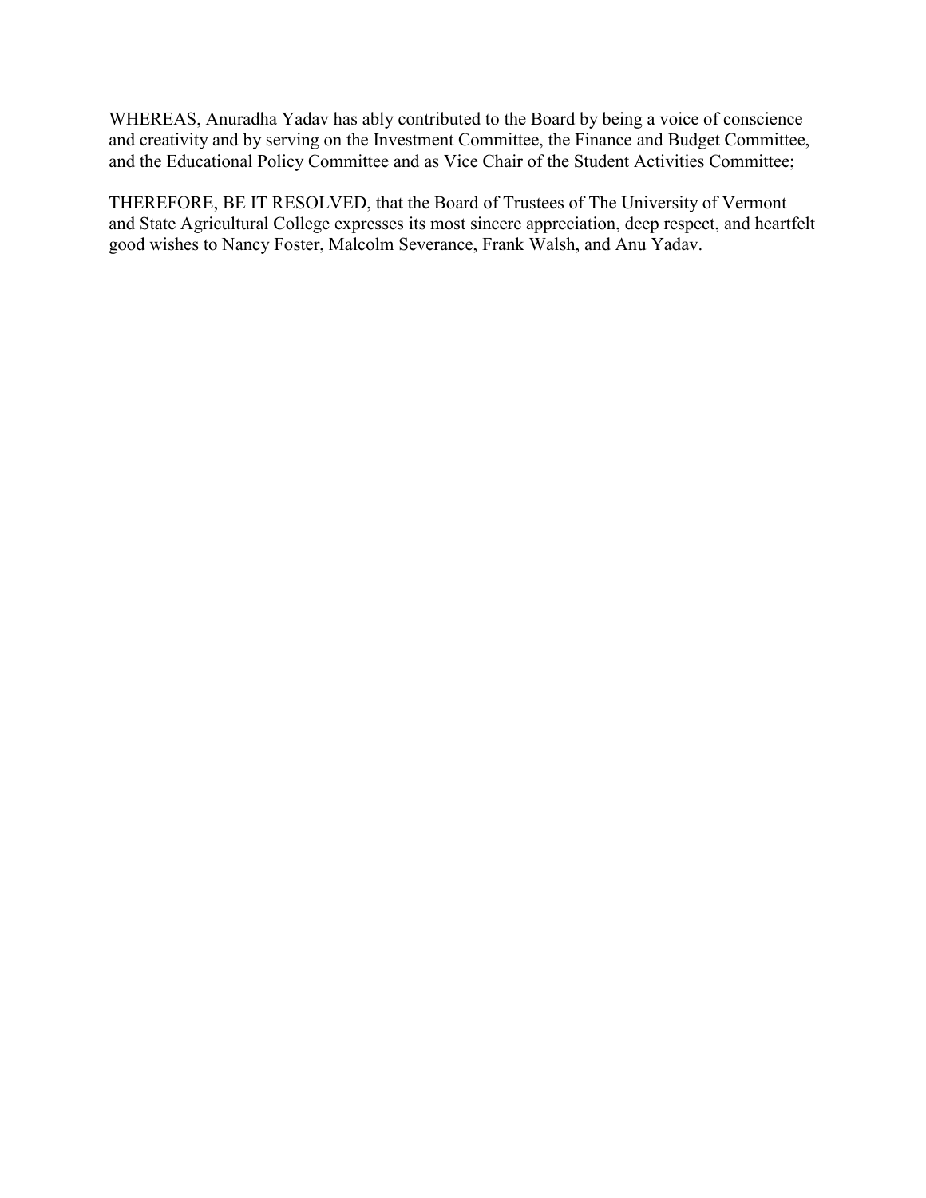WHEREAS, Anuradha Yadav has ably contributed to the Board by being a voice of conscience and creativity and by serving on the Investment Committee, the Finance and Budget Committee, and the Educational Policy Committee and as Vice Chair of the Student Activities Committee;

THEREFORE, BE IT RESOLVED, that the Board of Trustees of The University of Vermont and State Agricultural College expresses its most sincere appreciation, deep respect, and heartfelt good wishes to Nancy Foster, Malcolm Severance, Frank Walsh, and Anu Yadav.